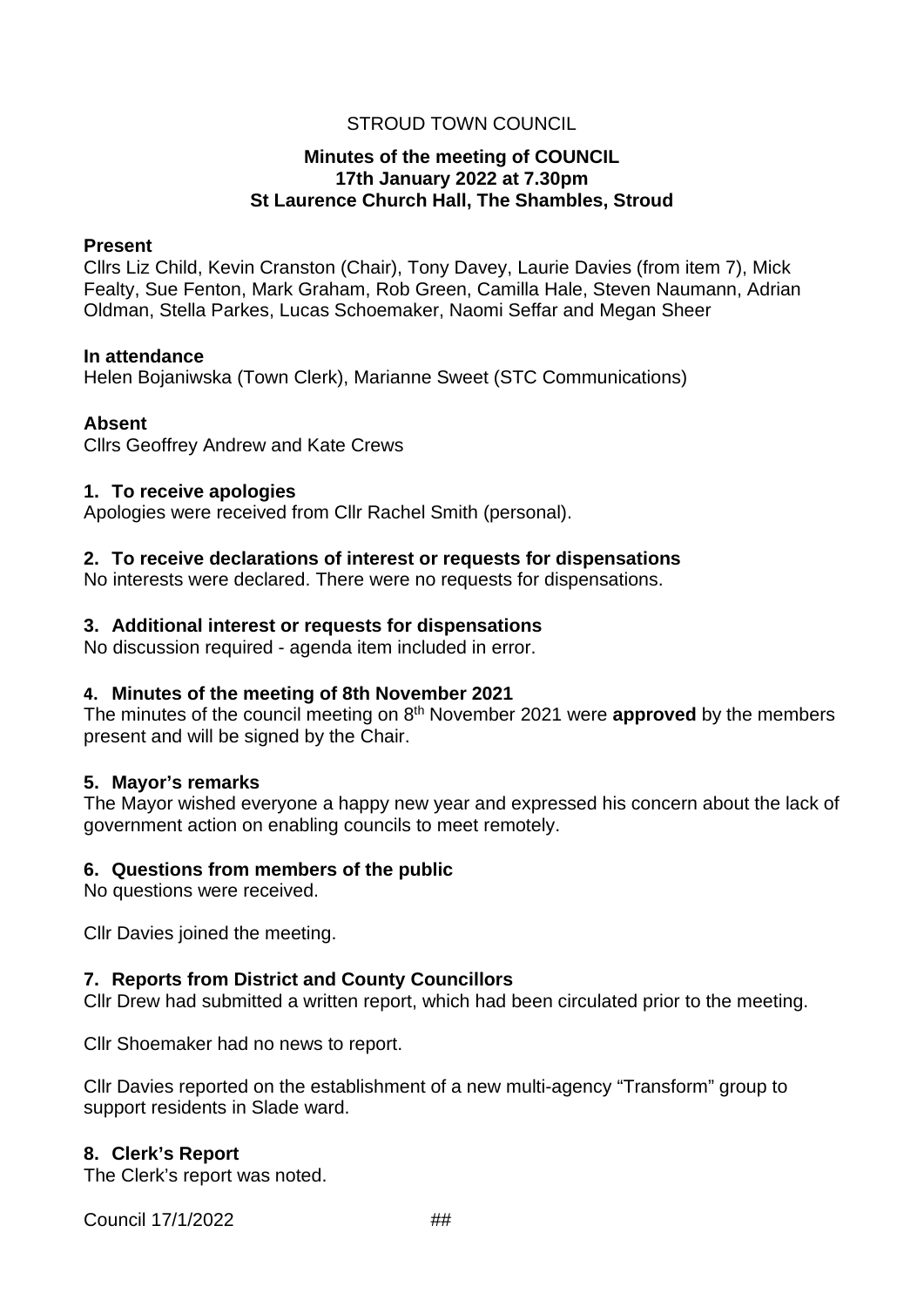STROUD TOWN COUNCIL

**Minutes of the meeting of COUNCIL**
**17th January 2022 at 7.30pm**
**St Laurence Church Hall, The Shambles, Stroud**

**Present**

Cllrs Liz Child, Kevin Cranston (Chair), Tony Davey, Laurie Davies (from item 7), Mick Fealty, Sue Fenton, Mark Graham, Rob Green, Camilla Hale, Steven Naumann, Adrian Oldman, Stella Parkes, Lucas Schoemaker, Naomi Seffar and Megan Sheer

**In attendance**

Helen Bojaniwska (Town Clerk), Marianne Sweet (STC Communications)

**Absent**

Cllrs Geoffrey Andrew and Kate Crews

**1. To receive apologies**

Apologies were received from Cllr Rachel Smith (personal).

**2. To receive declarations of interest or requests for dispensations**

No interests were declared. There were no requests for dispensations.

**3. Additional interest or requests for dispensations**

No discussion required - agenda item included in error.

**4. Minutes of the meeting of 8th November 2021**

The minutes of the council meeting on 8th November 2021 were **approved** by the members present and will be signed by the Chair.

**5. Mayor's remarks**

The Mayor wished everyone a happy new year and expressed his concern about the lack of government action on enabling councils to meet remotely.

**6. Questions from members of the public**

No questions were received.

Cllr Davies joined the meeting.

**7. Reports from District and County Councillors**

Cllr Drew had submitted a written report, which had been circulated prior to the meeting.

Cllr Shoemaker had no news to report.

Cllr Davies reported on the establishment of a new multi-agency "Transform" group to support residents in Slade ward.

**8. Clerk's Report**

The Clerk's report was noted.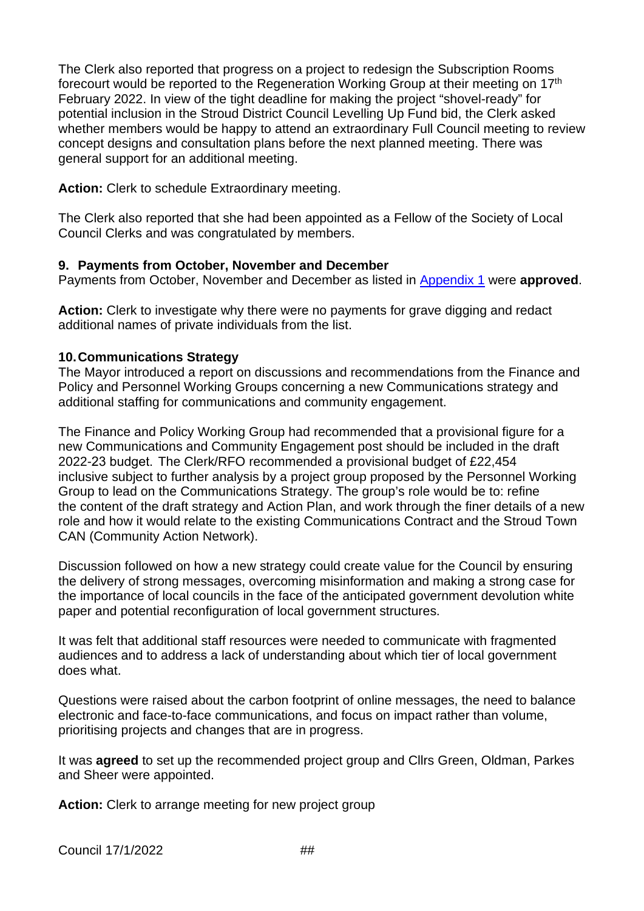The Clerk also reported that progress on a project to redesign the Subscription Rooms forecourt would be reported to the Regeneration Working Group at their meeting on 17th February 2022. In view of the tight deadline for making the project "shovel-ready" for potential inclusion in the Stroud District Council Levelling Up Fund bid, the Clerk asked whether members would be happy to attend an extraordinary Full Council meeting to review concept designs and consultation plans before the next planned meeting. There was general support for an additional meeting.

**Action:** Clerk to schedule Extraordinary meeting.

The Clerk also reported that she had been appointed as a Fellow of the Society of Local Council Clerks and was congratulated by members.

### 9. Payments from October, November and December

Payments from October, November and December as listed in Appendix 1 were **approved**.

**Action:** Clerk to investigate why there were no payments for grave digging and redact additional names of private individuals from the list.

### 10. Communications Strategy

The Mayor introduced a report on discussions and recommendations from the Finance and Policy and Personnel Working Groups concerning a new Communications strategy and additional staffing for communications and community engagement.

The Finance and Policy Working Group had recommended that a provisional figure for a new Communications and Community Engagement post should be included in the draft 2022-23 budget. The Clerk/RFO recommended a provisional budget of £22,454 inclusive subject to further analysis by a project group proposed by the Personnel Working Group to lead on the Communications Strategy. The group's role would be to: refine the content of the draft strategy and Action Plan, and work through the finer details of a new role and how it would relate to the existing Communications Contract and the Stroud Town CAN (Community Action Network).

Discussion followed on how a new strategy could create value for the Council by ensuring the delivery of strong messages, overcoming misinformation and making a strong case for the importance of local councils in the face of the anticipated government devolution white paper and potential reconfiguration of local government structures.

It was felt that additional staff resources were needed to communicate with fragmented audiences and to address a lack of understanding about which tier of local government does what.

Questions were raised about the carbon footprint of online messages, the need to balance electronic and face-to-face communications, and focus on impact rather than volume, prioritising projects and changes that are in progress.

It was **agreed** to set up the recommended project group and Cllrs Green, Oldman, Parkes and Sheer were appointed.

**Action:** Clerk to arrange meeting for new project group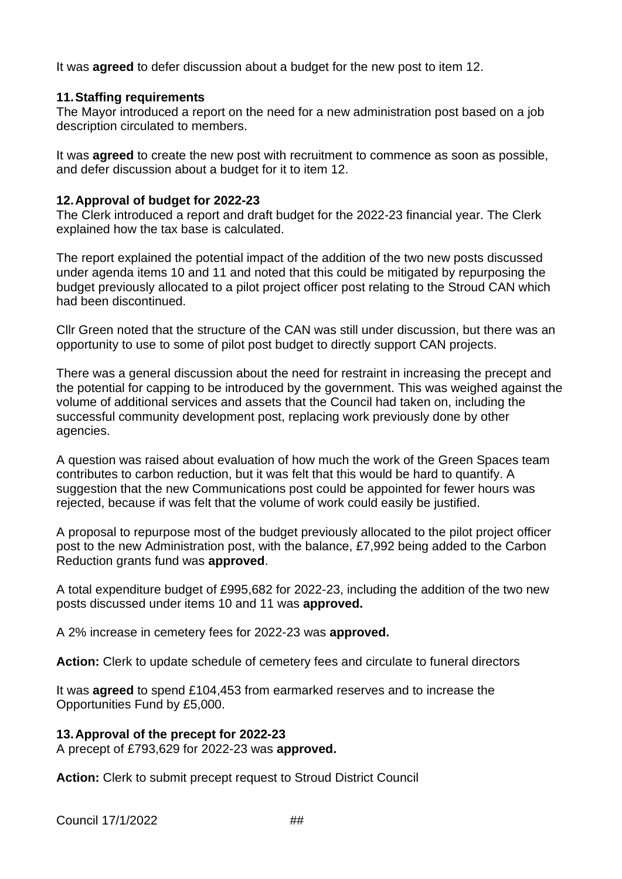It was **agreed** to defer discussion about a budget for the new post to item 12.

**11. Staffing requirements**

The Mayor introduced a report on the need for a new administration post based on a job description circulated to members.

It was **agreed** to create the new post with recruitment to commence as soon as possible, and defer discussion about a budget for it to item 12.

**12. Approval of budget for 2022-23**

The Clerk introduced a report and draft budget for the 2022-23 financial year. The Clerk explained how the tax base is calculated.

The report explained the potential impact of the addition of the two new posts discussed under agenda items 10 and 11 and noted that this could be mitigated by repurposing the budget previously allocated to a pilot project officer post relating to the Stroud CAN which had been discontinued.

Cllr Green noted that the structure of the CAN was still under discussion, but there was an opportunity to use to some of pilot post budget to directly support CAN projects.

There was a general discussion about the need for restraint in increasing the precept and the potential for capping to be introduced by the government. This was weighed against the volume of additional services and assets that the Council had taken on, including the successful community development post, replacing work previously done by other agencies.

A question was raised about evaluation of how much the work of the Green Spaces team contributes to carbon reduction, but it was felt that this would be hard to quantify. A suggestion that the new Communications post could be appointed for fewer hours was rejected, because if was felt that the volume of work could easily be justified.

A proposal to repurpose most of the budget previously allocated to the pilot project officer post to the new Administration post, with the balance, £7,992 being added to the Carbon Reduction grants fund was **approved**.

A total expenditure budget of £995,682 for 2022-23, including the addition of the two new posts discussed under items 10 and 11 was **approved.**

A 2% increase in cemetery fees for 2022-23 was **approved.**

**Action:** Clerk to update schedule of cemetery fees and circulate to funeral directors

It was **agreed** to spend £104,453 from earmarked reserves and to increase the Opportunities Fund by £5,000.

**13. Approval of the precept for 2022-23**

A precept of £793,629 for 2022-23 was **approved.**

**Action:** Clerk to submit precept request to Stroud District Council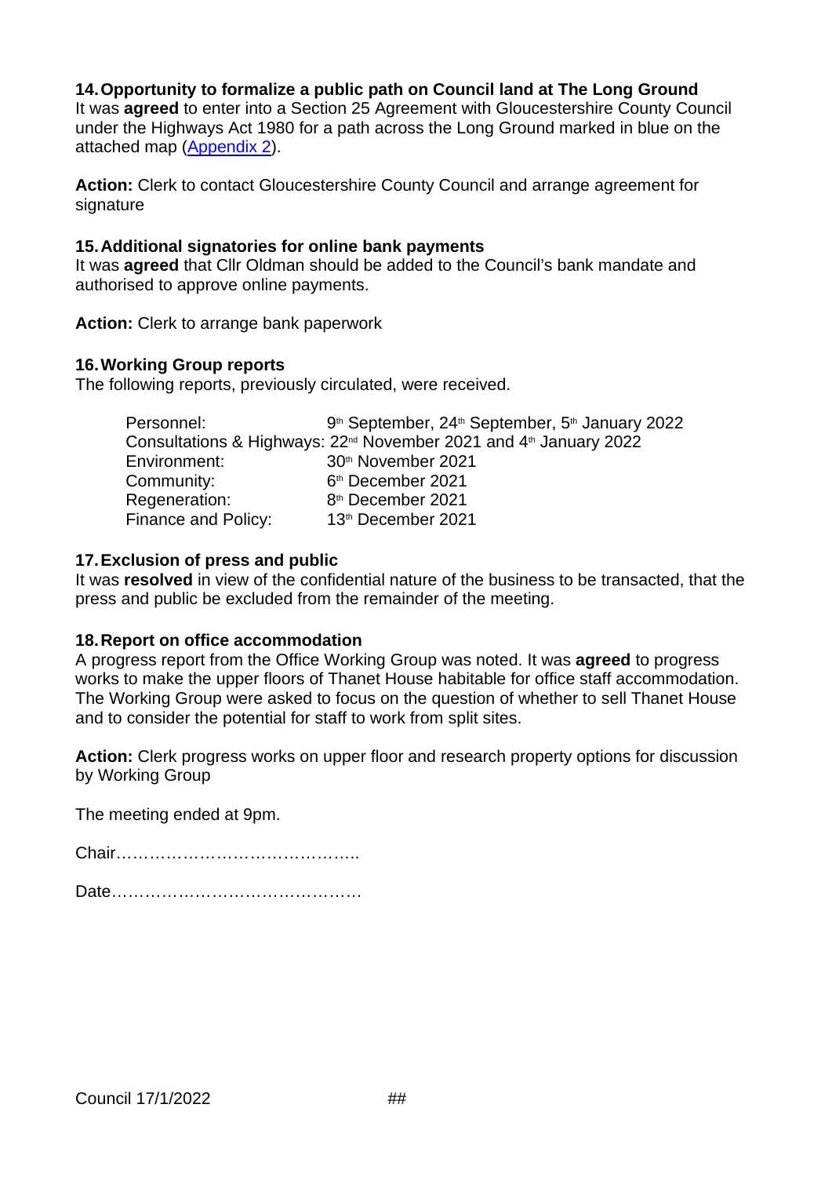## 14. Opportunity to formalize a public path on Council land at The Long Ground

It was **agreed** to enter into a Section 25 Agreement with Gloucestershire County Council under the Highways Act 1980 for a path across the Long Ground marked in blue on the attached map (Appendix 2).

**Action:** Clerk to contact Gloucestershire County Council and arrange agreement for signature

## 15. Additional signatories for online bank payments

It was **agreed** that Cllr Oldman should be added to the Council's bank mandate and authorised to approve online payments.

**Action:** Clerk to arrange bank paperwork

## 16. Working Group reports

The following reports, previously circulated, were received.

| | |
|---|---|
| Personnel: | 9th September, 24th September, 5th January 2022 |
| Consultations & Highways: | 22nd November 2021 and 4th January 2022 |
| Environment: | 30th November 2021 |
| Community: | 6th December 2021 |
| Regeneration: | 8th December 2021 |
| Finance and Policy: | 13th December 2021 |

## 17. Exclusion of press and public

It was **resolved** in view of the confidential nature of the business to be transacted, that the press and public be excluded from the remainder of the meeting.

## 18. Report on office accommodation

A progress report from the Office Working Group was noted. It was **agreed** to progress works to make the upper floors of Thanet House habitable for office staff accommodation. The Working Group were asked to focus on the question of whether to sell Thanet House and to consider the potential for staff to work from split sites.

**Action:** Clerk progress works on upper floor and research property options for discussion by Working Group

The meeting ended at 9pm.

Chair……………………………………..

Date………………………………………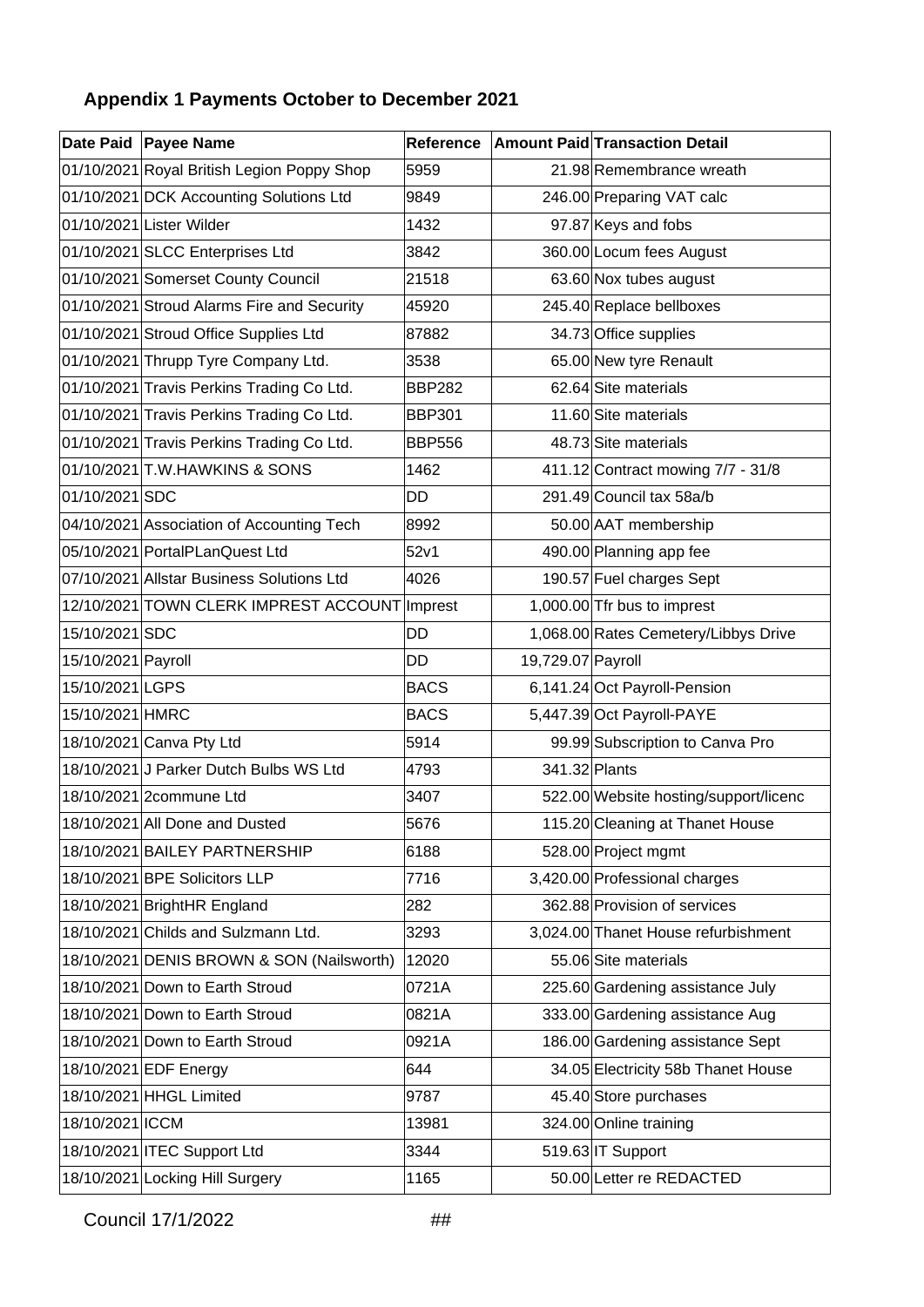## Appendix 1 Payments October to December 2021

| Date Paid | Payee Name | Reference | Amount Paid | Transaction Detail |
|---|---|---|---|---|
| 01/10/2021 | Royal British Legion Poppy Shop | 5959 | 21.98 | Remembrance wreath |
| 01/10/2021 | DCK Accounting Solutions Ltd | 9849 | 246.00 | Preparing VAT calc |
| 01/10/2021 | Lister Wilder | 1432 | 97.87 | Keys and fobs |
| 01/10/2021 | SLCC Enterprises Ltd | 3842 | 360.00 | Locum fees August |
| 01/10/2021 | Somerset County Council | 21518 | 63.60 | Nox tubes august |
| 01/10/2021 | Stroud Alarms Fire and Security | 45920 | 245.40 | Replace bellboxes |
| 01/10/2021 | Stroud Office Supplies Ltd | 87882 | 34.73 | Office supplies |
| 01/10/2021 | Thrupp Tyre Company Ltd. | 3538 | 65.00 | New tyre Renault |
| 01/10/2021 | Travis Perkins Trading Co Ltd. | BBP282 | 62.64 | Site materials |
| 01/10/2021 | Travis Perkins Trading Co Ltd. | BBP301 | 11.60 | Site materials |
| 01/10/2021 | Travis Perkins Trading Co Ltd. | BBP556 | 48.73 | Site materials |
| 01/10/2021 | T.W.HAWKINS & SONS | 1462 | 411.12 | Contract mowing 7/7 - 31/8 |
| 01/10/2021 | SDC | DD | 291.49 | Council tax 58a/b |
| 04/10/2021 | Association of Accounting Tech | 8992 | 50.00 | AAT membership |
| 05/10/2021 | PortalPLanQuest Ltd | 52v1 | 490.00 | Planning app fee |
| 07/10/2021 | Allstar Business Solutions Ltd | 4026 | 190.57 | Fuel charges Sept |
| 12/10/2021 | TOWN CLERK IMPREST ACCOUNT | Imprest | 1,000.00 | Tfr bus to imprest |
| 15/10/2021 | SDC | DD | 1,068.00 | Rates Cemetery/Libbys Drive |
| 15/10/2021 | Payroll | DD | 19,729.07 | Payroll |
| 15/10/2021 | LGPS | BACS | 6,141.24 | Oct Payroll-Pension |
| 15/10/2021 | HMRC | BACS | 5,447.39 | Oct Payroll-PAYE |
| 18/10/2021 | Canva Pty Ltd | 5914 | 99.99 | Subscription to Canva Pro |
| 18/10/2021 | J Parker Dutch Bulbs WS Ltd | 4793 | 341.32 | Plants |
| 18/10/2021 | 2commune Ltd | 3407 | 522.00 | Website hosting/support/licenc |
| 18/10/2021 | All Done and Dusted | 5676 | 115.20 | Cleaning at Thanet House |
| 18/10/2021 | BAILEY PARTNERSHIP | 6188 | 528.00 | Project mgmt |
| 18/10/2021 | BPE Solicitors LLP | 7716 | 3,420.00 | Professional charges |
| 18/10/2021 | BrightHR England | 282 | 362.88 | Provision of services |
| 18/10/2021 | Childs and Sulzmann Ltd. | 3293 | 3,024.00 | Thanet House refurbishment |
| 18/10/2021 | DENIS BROWN & SON (Nailsworth) | 12020 | 55.06 | Site materials |
| 18/10/2021 | Down to Earth Stroud | 0721A | 225.60 | Gardening assistance July |
| 18/10/2021 | Down to Earth Stroud | 0821A | 333.00 | Gardening assistance Aug |
| 18/10/2021 | Down to Earth Stroud | 0921A | 186.00 | Gardening assistance Sept |
| 18/10/2021 | EDF Energy | 644 | 34.05 | Electricity 58b Thanet House |
| 18/10/2021 | HHGL Limited | 9787 | 45.40 | Store purchases |
| 18/10/2021 | ICCM | 13981 | 324.00 | Online training |
| 18/10/2021 | ITEC Support Ltd | 3344 | 519.63 | IT Support |
| 18/10/2021 | Locking Hill Surgery | 1165 | 50.00 | Letter re REDACTED |

Council 17/1/2022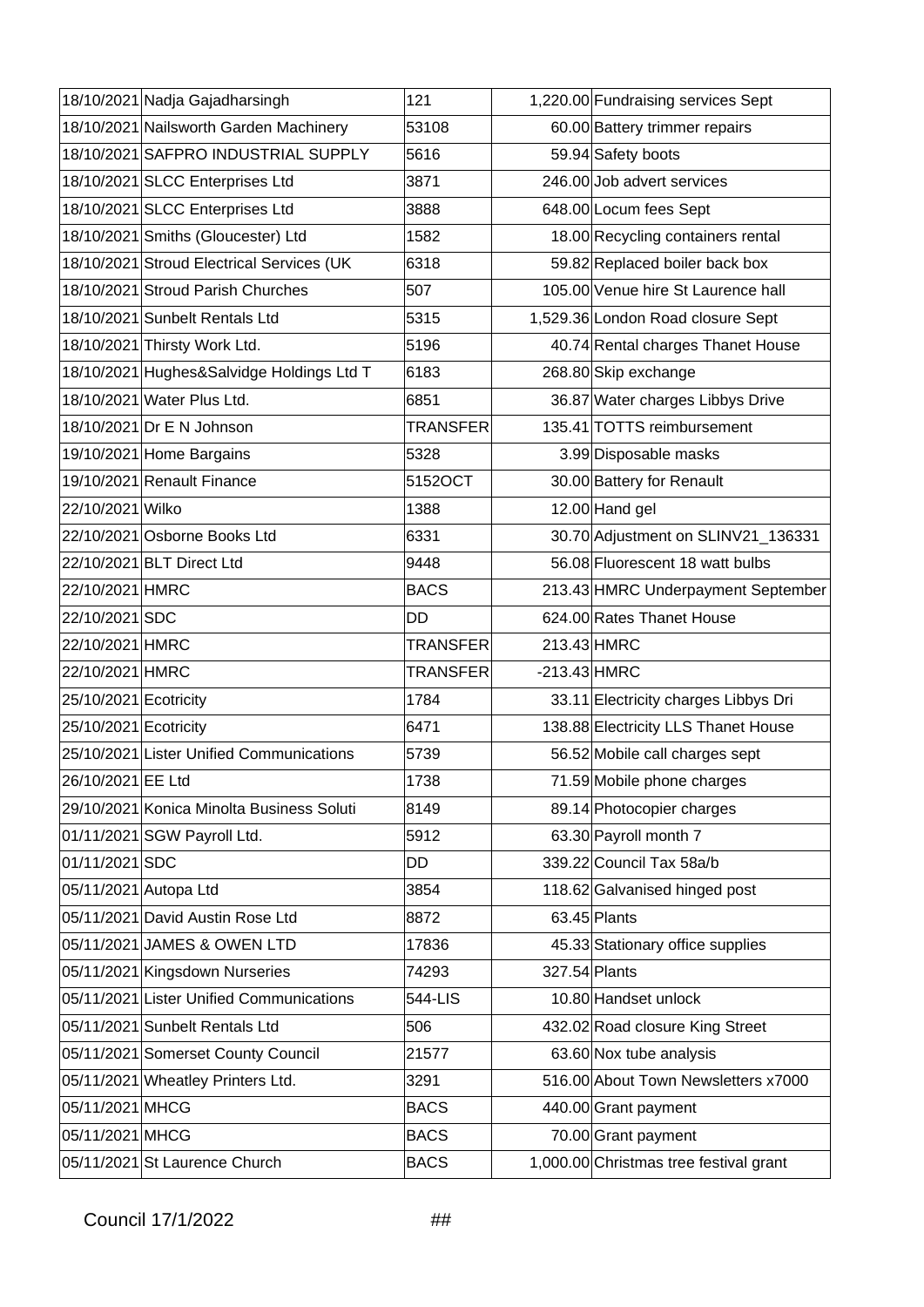| | | | | |
|---|---|---|---|---|
| 18/10/2021 | Nadja Gajadharsingh | 121 | 1,220.00 | Fundraising services Sept |
| 18/10/2021 | Nailsworth Garden Machinery | 53108 | 60.00 | Battery trimmer repairs |
| 18/10/2021 | SAFPRO INDUSTRIAL SUPPLY | 5616 | 59.94 | Safety boots |
| 18/10/2021 | SLCC Enterprises Ltd | 3871 | 246.00 | Job advert services |
| 18/10/2021 | SLCC Enterprises Ltd | 3888 | 648.00 | Locum fees Sept |
| 18/10/2021 | Smiths (Gloucester) Ltd | 1582 | 18.00 | Recycling containers rental |
| 18/10/2021 | Stroud Electrical Services (UK | 6318 | 59.82 | Replaced boiler back box |
| 18/10/2021 | Stroud Parish Churches | 507 | 105.00 | Venue hire St Laurence hall |
| 18/10/2021 | Sunbelt Rentals Ltd | 5315 | 1,529.36 | London Road closure Sept |
| 18/10/2021 | Thirsty Work Ltd. | 5196 | 40.74 | Rental charges Thanet House |
| 18/10/2021 | Hughes&Salvidge Holdings Ltd T | 6183 | 268.80 | Skip exchange |
| 18/10/2021 | Water Plus Ltd. | 6851 | 36.87 | Water charges Libbys Drive |
| 18/10/2021 | Dr E N Johnson | TRANSFER | 135.41 | TOTTS reimbursement |
| 19/10/2021 | Home Bargains | 5328 | 3.99 | Disposable masks |
| 19/10/2021 | Renault Finance | 5152OCT | 30.00 | Battery for Renault |
| 22/10/2021 | Wilko | 1388 | 12.00 | Hand gel |
| 22/10/2021 | Osborne Books Ltd | 6331 | 30.70 | Adjustment on SLINV21_136331 |
| 22/10/2021 | BLT Direct Ltd | 9448 | 56.08 | Fluorescent 18 watt bulbs |
| 22/10/2021 | HMRC | BACS | 213.43 | HMRC Underpayment September |
| 22/10/2021 | SDC | DD | 624.00 | Rates Thanet House |
| 22/10/2021 | HMRC | TRANSFER | 213.43 | HMRC |
| 22/10/2021 | HMRC | TRANSFER | -213.43 | HMRC |
| 25/10/2021 | Ecotricity | 1784 | 33.11 | Electricity charges Libbys Dri |
| 25/10/2021 | Ecotricity | 6471 | 138.88 | Electricity LLS Thanet House |
| 25/10/2021 | Lister Unified Communications | 5739 | 56.52 | Mobile call charges sept |
| 26/10/2021 | EE Ltd | 1738 | 71.59 | Mobile phone charges |
| 29/10/2021 | Konica Minolta Business Soluti | 8149 | 89.14 | Photocopier charges |
| 01/11/2021 | SGW Payroll Ltd. | 5912 | 63.30 | Payroll month 7 |
| 01/11/2021 | SDC | DD | 339.22 | Council Tax 58a/b |
| 05/11/2021 | Autopa Ltd | 3854 | 118.62 | Galvanised hinged post |
| 05/11/2021 | David Austin Rose Ltd | 8872 | 63.45 | Plants |
| 05/11/2021 | JAMES & OWEN LTD | 17836 | 45.33 | Stationary office supplies |
| 05/11/2021 | Kingsdown Nurseries | 74293 | 327.54 | Plants |
| 05/11/2021 | Lister Unified Communications | 544-LIS | 10.80 | Handset unlock |
| 05/11/2021 | Sunbelt Rentals Ltd | 506 | 432.02 | Road closure King Street |
| 05/11/2021 | Somerset County Council | 21577 | 63.60 | Nox tube analysis |
| 05/11/2021 | Wheatley Printers Ltd. | 3291 | 516.00 | About Town Newsletters x7000 |
| 05/11/2021 | MHCG | BACS | 440.00 | Grant payment |
| 05/11/2021 | MHCG | BACS | 70.00 | Grant payment |
| 05/11/2021 | St Laurence Church | BACS | 1,000.00 | Christmas tree festival grant |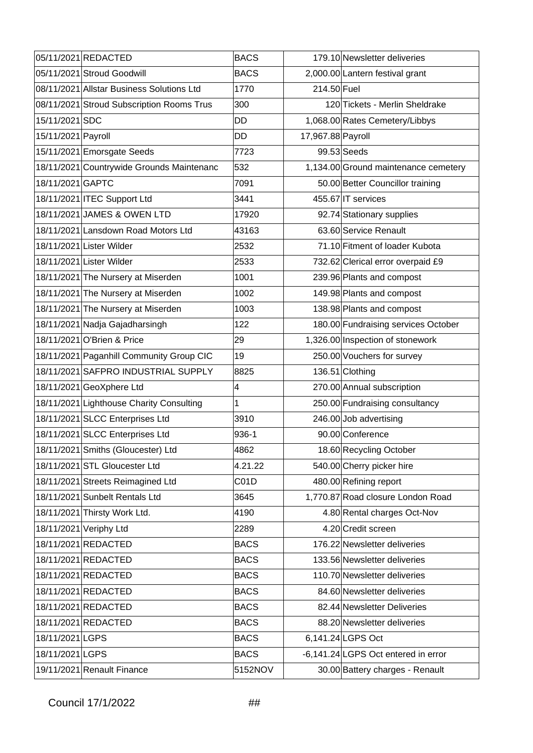| | | | | |
|---|---|---|---|---|
| 05/11/2021 | REDACTED | BACS | 179.10 | Newsletter deliveries |
| 05/11/2021 | Stroud Goodwill | BACS | 2,000.00 | Lantern festival grant |
| 08/11/2021 | Allstar Business Solutions Ltd | 1770 | 214.50 | Fuel |
| 08/11/2021 | Stroud Subscription Rooms Trus | 300 | 120 | Tickets - Merlin Sheldrake |
| 15/11/2021 | SDC | DD | 1,068.00 | Rates Cemetery/Libbys |
| 15/11/2021 | Payroll | DD | 17,967.88 | Payroll |
| 15/11/2021 | Emorsgate Seeds | 7723 | 99.53 | Seeds |
| 18/11/2021 | Countrywide Grounds Maintenanc | 532 | 1,134.00 | Ground maintenance cemetery |
| 18/11/2021 | GAPTC | 7091 | 50.00 | Better Councillor training |
| 18/11/2021 | ITEC Support Ltd | 3441 | 455.67 | IT services |
| 18/11/2021 | JAMES & OWEN LTD | 17920 | 92.74 | Stationary supplies |
| 18/11/2021 | Lansdown Road Motors Ltd | 43163 | 63.60 | Service Renault |
| 18/11/2021 | Lister Wilder | 2532 | 71.10 | Fitment of loader Kubota |
| 18/11/2021 | Lister Wilder | 2533 | 732.62 | Clerical error overpaid £9 |
| 18/11/2021 | The Nursery at Miserden | 1001 | 239.96 | Plants and compost |
| 18/11/2021 | The Nursery at Miserden | 1002 | 149.98 | Plants and compost |
| 18/11/2021 | The Nursery at Miserden | 1003 | 138.98 | Plants and compost |
| 18/11/2021 | Nadja Gajadharsingh | 122 | 180.00 | Fundraising services October |
| 18/11/2021 | O'Brien & Price | 29 | 1,326.00 | Inspection of stonework |
| 18/11/2021 | Paganhill Community Group CIC | 19 | 250.00 | Vouchers for survey |
| 18/11/2021 | SAFPRO INDUSTRIAL SUPPLY | 8825 | 136.51 | Clothing |
| 18/11/2021 | GeoXphere Ltd | 4 | 270.00 | Annual subscription |
| 18/11/2021 | Lighthouse Charity Consulting | 1 | 250.00 | Fundraising consultancy |
| 18/11/2021 | SLCC Enterprises Ltd | 3910 | 246.00 | Job advertising |
| 18/11/2021 | SLCC Enterprises Ltd | 936-1 | 90.00 | Conference |
| 18/11/2021 | Smiths (Gloucester) Ltd | 4862 | 18.60 | Recycling October |
| 18/11/2021 | STL Gloucester Ltd | 4.21.22 | 540.00 | Cherry picker hire |
| 18/11/2021 | Streets Reimagined Ltd | C01D | 480.00 | Refining report |
| 18/11/2021 | Sunbelt Rentals Ltd | 3645 | 1,770.87 | Road closure London Road |
| 18/11/2021 | Thirsty Work Ltd. | 4190 | 4.80 | Rental charges Oct-Nov |
| 18/11/2021 | Veriphy Ltd | 2289 | 4.20 | Credit screen |
| 18/11/2021 | REDACTED | BACS | 176.22 | Newsletter deliveries |
| 18/11/2021 | REDACTED | BACS | 133.56 | Newsletter deliveries |
| 18/11/2021 | REDACTED | BACS | 110.70 | Newsletter deliveries |
| 18/11/2021 | REDACTED | BACS | 84.60 | Newsletter deliveries |
| 18/11/2021 | REDACTED | BACS | 82.44 | Newsletter Deliveries |
| 18/11/2021 | REDACTED | BACS | 88.20 | Newsletter deliveries |
| 18/11/2021 | LGPS | BACS | 6,141.24 | LGPS Oct |
| 18/11/2021 | LGPS | BACS | -6,141.24 | LGPS Oct entered in error |
| 19/11/2021 | Renault Finance | 5152NOV | 30.00 | Battery charges - Renault |

Council 17/1/2022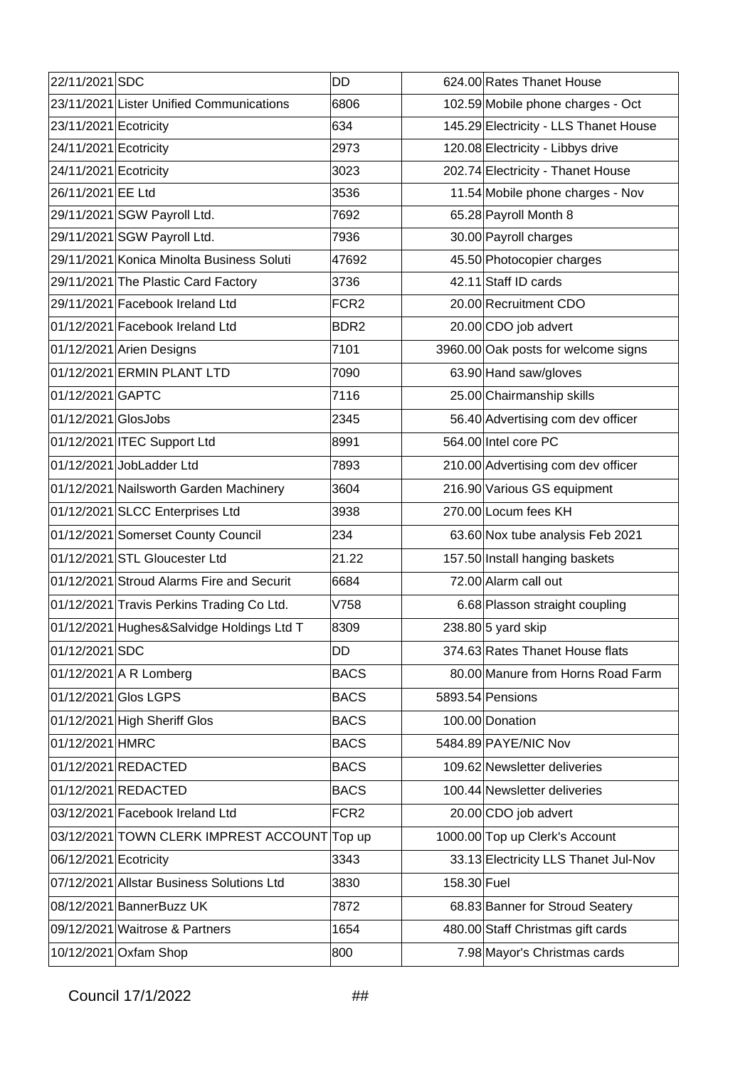| 22/11/2021 | SDC | DD | 624.00 | Rates Thanet House |
|---|---|---|---|---|
| 23/11/2021 | Lister Unified Communications | 6806 | 102.59 | Mobile phone charges - Oct |
| 23/11/2021 | Ecotricity | 634 | 145.29 | Electricity - LLS Thanet House |
| 24/11/2021 | Ecotricity | 2973 | 120.08 | Electricity - Libbys drive |
| 24/11/2021 | Ecotricity | 3023 | 202.74 | Electricity - Thanet House |
| 26/11/2021 | EE Ltd | 3536 | 11.54 | Mobile phone charges - Nov |
| 29/11/2021 | SGW Payroll Ltd. | 7692 | 65.28 | Payroll Month 8 |
| 29/11/2021 | SGW Payroll Ltd. | 7936 | 30.00 | Payroll charges |
| 29/11/2021 | Konica Minolta Business Soluti | 47692 | 45.50 | Photocopier charges |
| 29/11/2021 | The Plastic Card Factory | 3736 | 42.11 | Staff ID cards |
| 29/11/2021 | Facebook Ireland Ltd | FCR2 | 20.00 | Recruitment CDO |
| 01/12/2021 | Facebook Ireland Ltd | BDR2 | 20.00 | CDO job advert |
| 01/12/2021 | Arien Designs | 7101 | 3960.00 | Oak posts for welcome signs |
| 01/12/2021 | ERMIN PLANT LTD | 7090 | 63.90 | Hand saw/gloves |
| 01/12/2021 | GAPTC | 7116 | 25.00 | Chairmanship skills |
| 01/12/2021 | GlosJobs | 2345 | 56.40 | Advertising com dev officer |
| 01/12/2021 | ITEC Support Ltd | 8991 | 564.00 | Intel core PC |
| 01/12/2021 | JobLadder Ltd | 7893 | 210.00 | Advertising com dev officer |
| 01/12/2021 | Nailsworth Garden Machinery | 3604 | 216.90 | Various GS equipment |
| 01/12/2021 | SLCC Enterprises Ltd | 3938 | 270.00 | Locum fees KH |
| 01/12/2021 | Somerset County Council | 234 | 63.60 | Nox tube analysis Feb 2021 |
| 01/12/2021 | STL Gloucester Ltd | 21.22 | 157.50 | Install hanging baskets |
| 01/12/2021 | Stroud Alarms Fire and Securit | 6684 | 72.00 | Alarm call out |
| 01/12/2021 | Travis Perkins Trading Co Ltd. | V758 | 6.68 | Plasson straight coupling |
| 01/12/2021 | Hughes&Salvidge Holdings Ltd T | 8309 | 238.80 | 5 yard skip |
| 01/12/2021 | SDC | DD | 374.63 | Rates Thanet House flats |
| 01/12/2021 | A R Lomberg | BACS | 80.00 | Manure from Horns Road Farm |
| 01/12/2021 | Glos LGPS | BACS | 5893.54 | Pensions |
| 01/12/2021 | High Sheriff Glos | BACS | 100.00 | Donation |
| 01/12/2021 | HMRC | BACS | 5484.89 | PAYE/NIC Nov |
| 01/12/2021 | REDACTED | BACS | 109.62 | Newsletter deliveries |
| 01/12/2021 | REDACTED | BACS | 100.44 | Newsletter deliveries |
| 03/12/2021 | Facebook Ireland Ltd | FCR2 | 20.00 | CDO job advert |
| 03/12/2021 | TOWN CLERK IMPREST ACCOUNT | Top up | 1000.00 | Top up Clerk's Account |
| 06/12/2021 | Ecotricity | 3343 | 33.13 | Electricity LLS Thanet Jul-Nov |
| 07/12/2021 | Allstar Business Solutions Ltd | 3830 | 158.30 | Fuel |
| 08/12/2021 | BannerBuzz UK | 7872 | 68.83 | Banner for Stroud Seatery |
| 09/12/2021 | Waitrose & Partners | 1654 | 480.00 | Staff Christmas gift cards |
| 10/12/2021 | Oxfam Shop | 800 | 7.98 | Mayor's Christmas cards |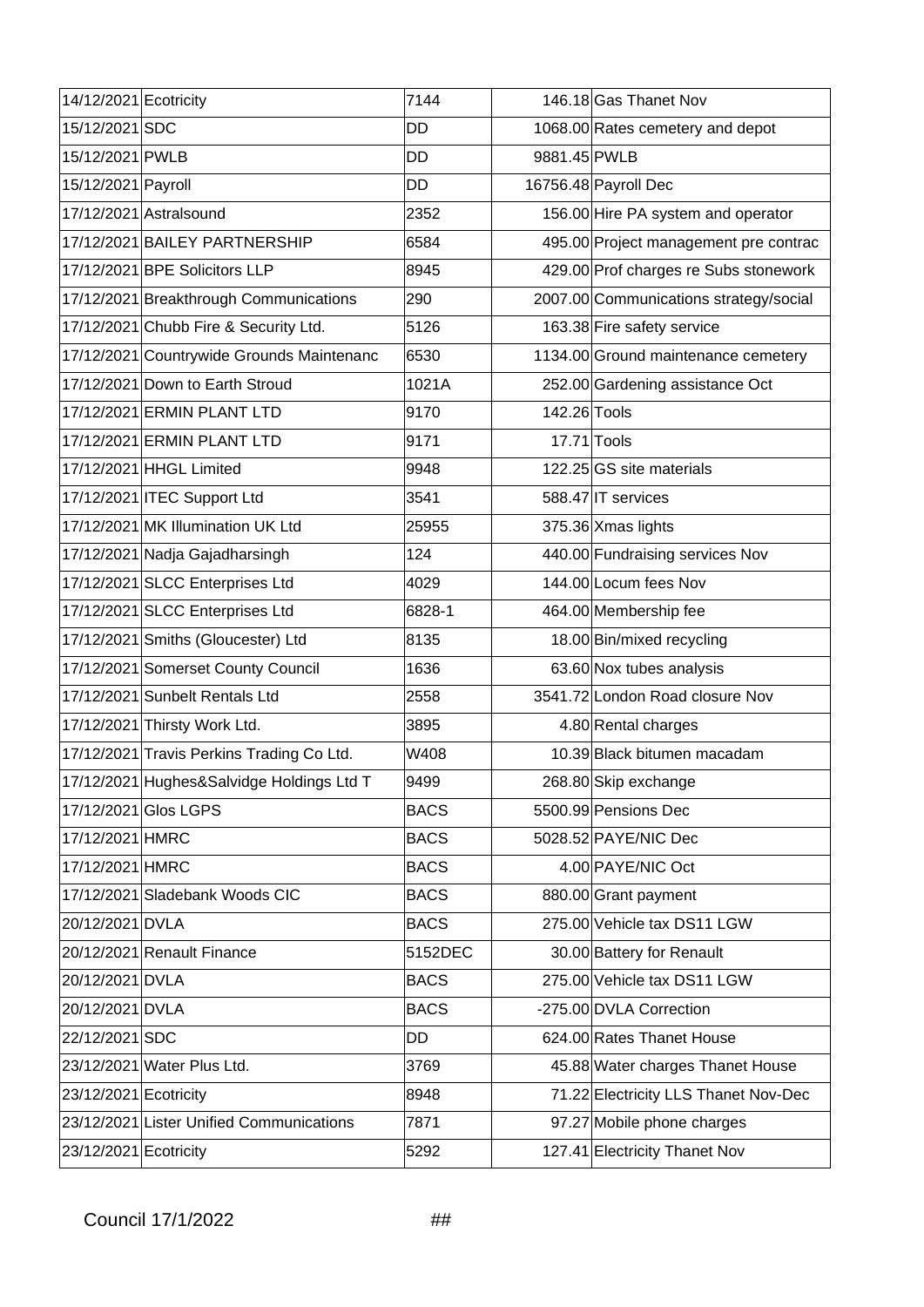| | | | | |
|---|---|---|---|---|
| 14/12/2021 | Ecotricity | 7144 | 146.18 | Gas Thanet Nov |
| 15/12/2021 | SDC | DD | 1068.00 | Rates cemetery and depot |
| 15/12/2021 | PWLB | DD | 9881.45 | PWLB |
| 15/12/2021 | Payroll | DD | 16756.48 | Payroll Dec |
| 17/12/2021 | Astralsound | 2352 | 156.00 | Hire PA system and operator |
| 17/12/2021 | BAILEY PARTNERSHIP | 6584 | 495.00 | Project management pre contrac |
| 17/12/2021 | BPE Solicitors LLP | 8945 | 429.00 | Prof charges re Subs stonework |
| 17/12/2021 | Breakthrough Communications | 290 | 2007.00 | Communications strategy/social |
| 17/12/2021 | Chubb Fire & Security Ltd. | 5126 | 163.38 | Fire safety service |
| 17/12/2021 | Countrywide Grounds Maintenanc | 6530 | 1134.00 | Ground maintenance cemetery |
| 17/12/2021 | Down to Earth Stroud | 1021A | 252.00 | Gardening assistance Oct |
| 17/12/2021 | ERMIN PLANT LTD | 9170 | 142.26 | Tools |
| 17/12/2021 | ERMIN PLANT LTD | 9171 | 17.71 | Tools |
| 17/12/2021 | HHGL Limited | 9948 | 122.25 | GS site materials |
| 17/12/2021 | ITEC Support Ltd | 3541 | 588.47 | IT services |
| 17/12/2021 | MK Illumination UK Ltd | 25955 | 375.36 | Xmas lights |
| 17/12/2021 | Nadja Gajadharsingh | 124 | 440.00 | Fundraising services Nov |
| 17/12/2021 | SLCC Enterprises Ltd | 4029 | 144.00 | Locum fees Nov |
| 17/12/2021 | SLCC Enterprises Ltd | 6828-1 | 464.00 | Membership fee |
| 17/12/2021 | Smiths (Gloucester) Ltd | 8135 | 18.00 | Bin/mixed recycling |
| 17/12/2021 | Somerset County Council | 1636 | 63.60 | Nox tubes analysis |
| 17/12/2021 | Sunbelt Rentals Ltd | 2558 | 3541.72 | London Road closure Nov |
| 17/12/2021 | Thirsty Work Ltd. | 3895 | 4.80 | Rental charges |
| 17/12/2021 | Travis Perkins Trading Co Ltd. | W408 | 10.39 | Black bitumen macadam |
| 17/12/2021 | Hughes&Salvidge Holdings Ltd T | 9499 | 268.80 | Skip exchange |
| 17/12/2021 | Glos LGPS | BACS | 5500.99 | Pensions Dec |
| 17/12/2021 | HMRC | BACS | 5028.52 | PAYE/NIC Dec |
| 17/12/2021 | HMRC | BACS | 4.00 | PAYE/NIC Oct |
| 17/12/2021 | Sladebank Woods CIC | BACS | 880.00 | Grant payment |
| 20/12/2021 | DVLA | BACS | 275.00 | Vehicle tax DS11 LGW |
| 20/12/2021 | Renault Finance | 5152DEC | 30.00 | Battery for Renault |
| 20/12/2021 | DVLA | BACS | 275.00 | Vehicle tax DS11 LGW |
| 20/12/2021 | DVLA | BACS | -275.00 | DVLA Correction |
| 22/12/2021 | SDC | DD | 624.00 | Rates Thanet House |
| 23/12/2021 | Water Plus Ltd. | 3769 | 45.88 | Water charges Thanet House |
| 23/12/2021 | Ecotricity | 8948 | 71.22 | Electricity LLS Thanet Nov-Dec |
| 23/12/2021 | Lister Unified Communications | 7871 | 97.27 | Mobile phone charges |
| 23/12/2021 | Ecotricity | 5292 | 127.41 | Electricity Thanet Nov |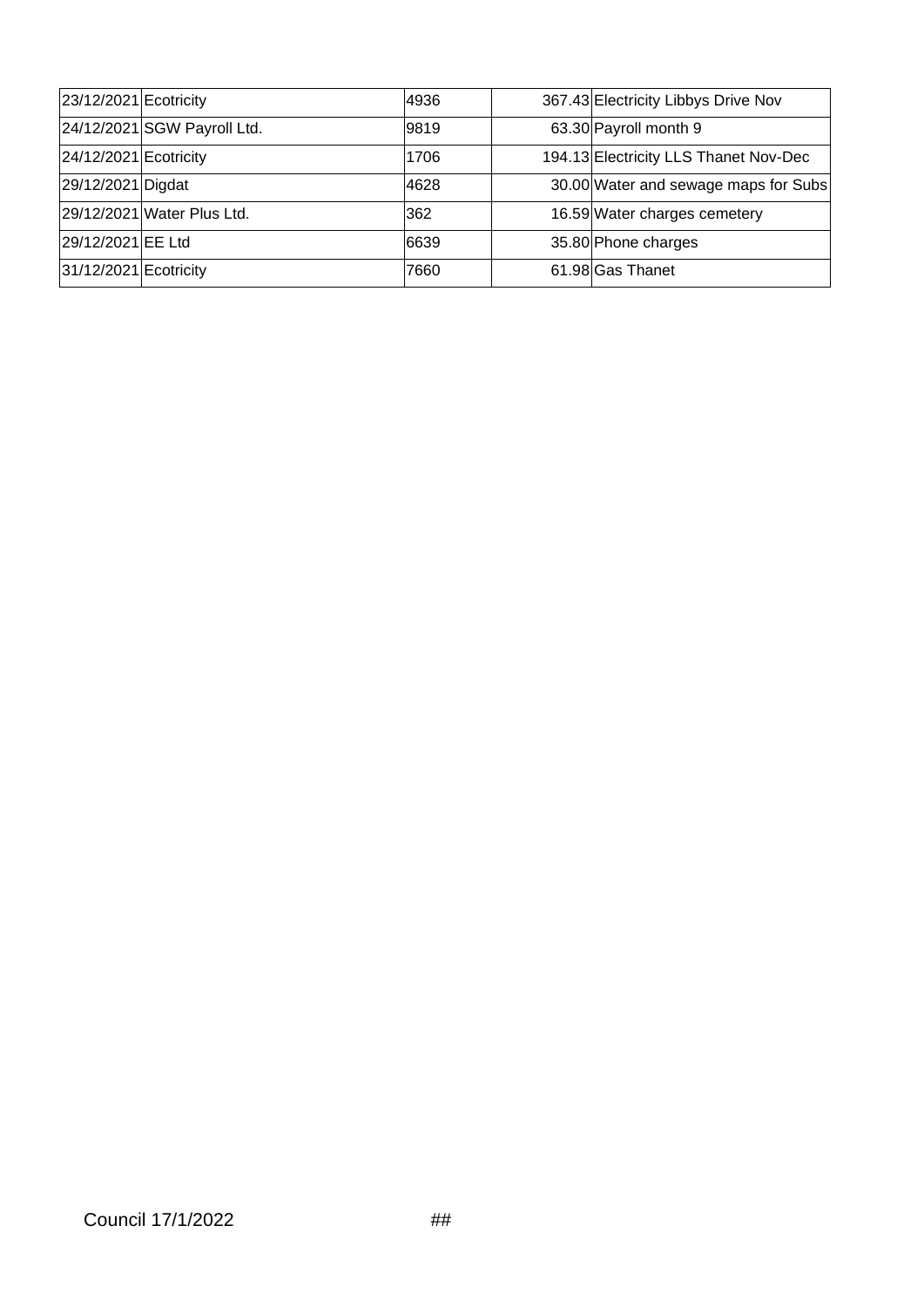| | | | | |
|---|---|---|---|---|
| 23/12/2021 | Ecotricity | 4936 | 367.43 | Electricity Libbys Drive Nov |
| 24/12/2021 | SGW Payroll Ltd. | 9819 | 63.30 | Payroll month 9 |
| 24/12/2021 | Ecotricity | 1706 | 194.13 | Electricity LLS Thanet Nov-Dec |
| 29/12/2021 | Digdat | 4628 | 30.00 | Water and sewage maps for Subs |
| 29/12/2021 | Water Plus Ltd. | 362 | 16.59 | Water charges cemetery |
| 29/12/2021 | EE Ltd | 6639 | 35.80 | Phone charges |
| 31/12/2021 | Ecotricity | 7660 | 61.98 | Gas Thanet |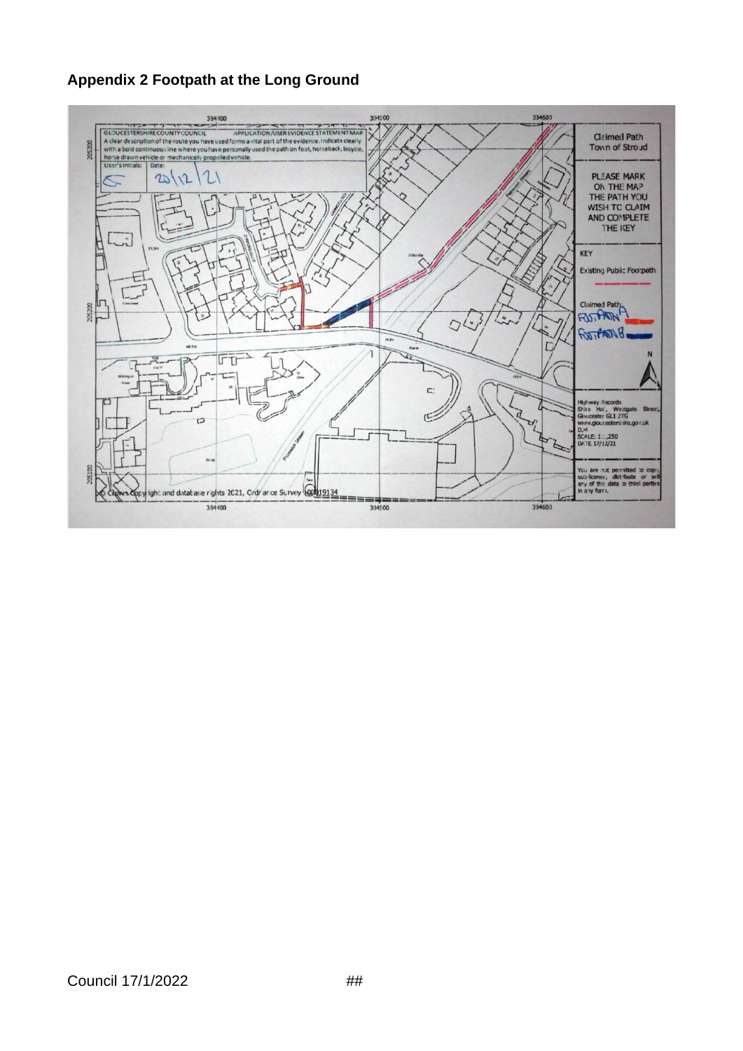# Appendix 2 Footpath at the Long Ground

384400

384500

384600

205300

205200

205100

GLOUCESTERSHIRE COUNTY COUNCIL APPLICATION/USER EVIDENCE STATEMENT MAP

A clear description of the route you have used forms a vital part of the evidence. Indicate clearly with a bold continuous line where you have personally used the path on foot, horseback, bicycle, horse drawn vehicle or mechanically propelled vehicle.

User's Initials: Date: 20/12/21

Claimed Path
Town of Stroud

PLEASE MARK ON THE MAP THE PATH YOU WISH TO CLAIM AND COMPLETE THE KEY

KEY

Existing Public Footpath

Claimed Path:
FOOTPATH A
FOOTPATH B

N

Highway Records
Shire Hall, Westgate Street,
Gloucester GL1 2TG
www.gloucestershire.gov.uk

SCALE: 1:1,250
DATE 17/12/21

You are not permitted to copy, sub license, distribute or sell any of this data to third parties in any form.

© Crown Copyright and database rights 2021, Ordnance Survey 100019134